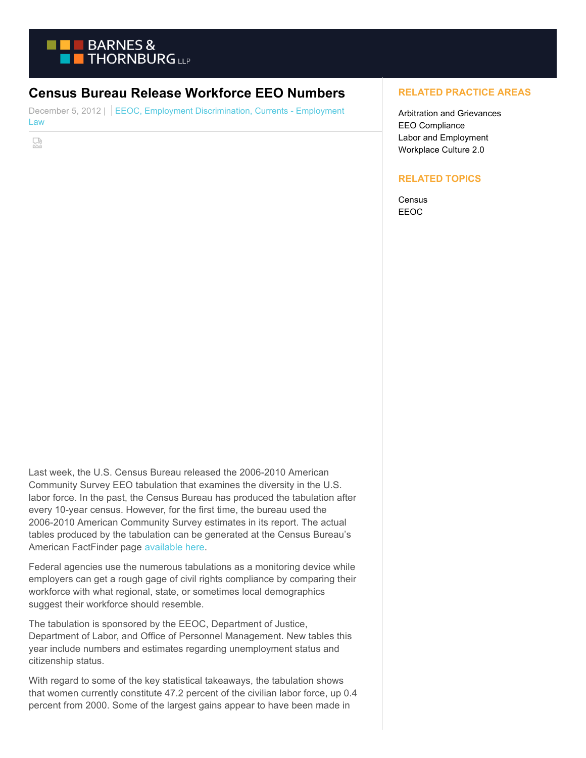# Census Bureau Release Workforce EEO Numbers

December 5, 2012 | EEOC, Employment Discrimination, Currents - Employment Law

Last week, the U.S. Census Bureau released the 2006-2010 American Community Survey EEO tabulation that examines the diversity in the U.S. labor force. In the past, the Census Bureau has produced the tabulation after every 10-year census. However, for the first time, the bureau used the 2006-2010 American Community Survey estimates in its report. The actual tables produced by the tabulation can be generated at the Census Bureau's American FactFinder page available here.

Federal agencies use the numerous tabulations as a monitoring device while employers can get a rough gage of civil rights compliance by comparing their workforce with what regional, state, or sometimes local demographics suggest their workforce should resemble.

The tabulation is sponsored by the EEOC, Department of Justice, Department of Labor, and Office of Personnel Management. New tables this year include numbers and estimates regarding unemployment status and citizenship status.

With regard to some of the key statistical takeaways, the tabulation shows that women currently constitute 47.2 percent of the civilian labor force, up 0.4 percent from 2000. Some of the largest gains appear to have been made in

## RELATED PRACTICE AREAS

Arbitration and Grievances
EEO Compliance
Labor and Employment
Workplace Culture 2.0

## RELATED TOPICS

Census
EEOC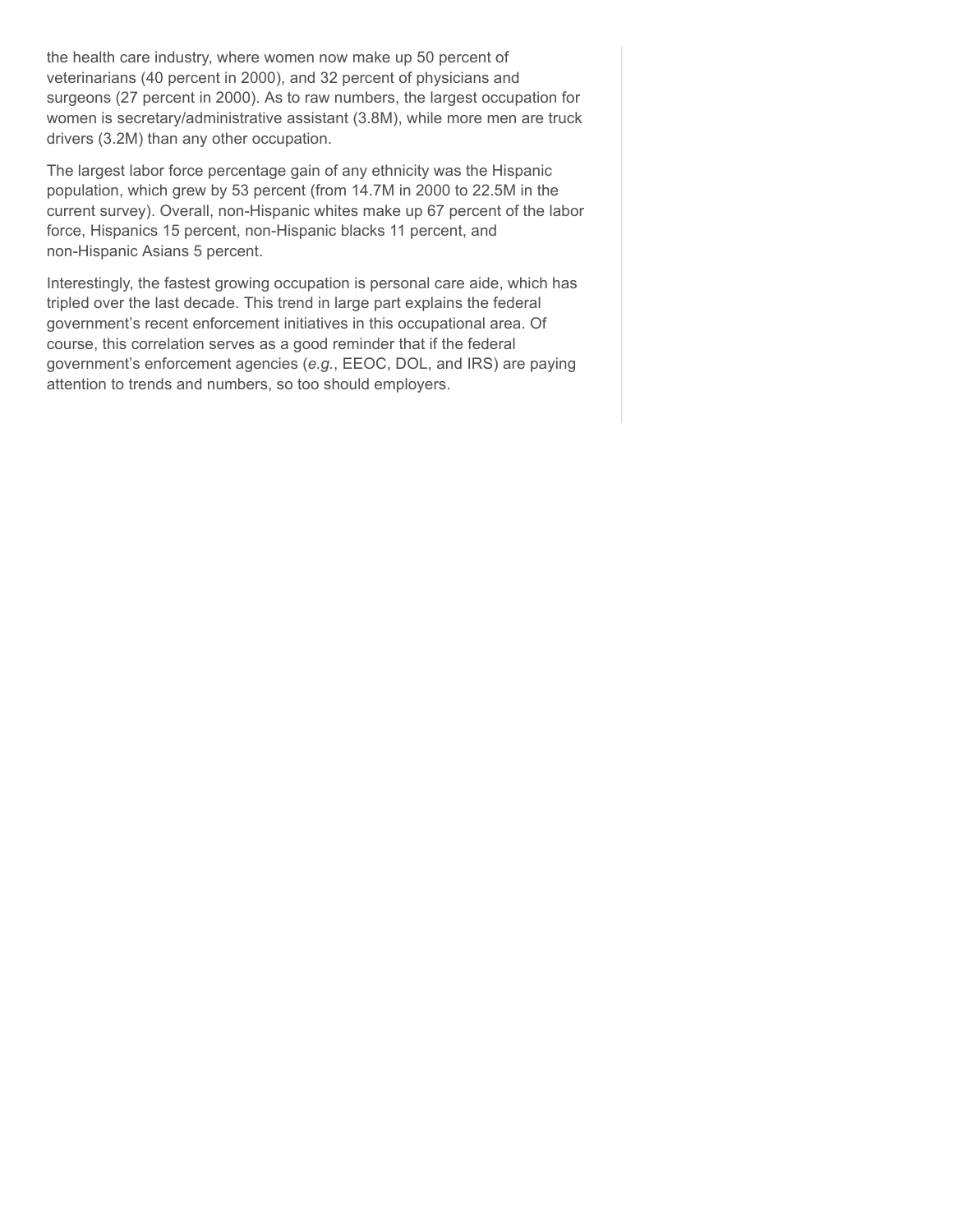the health care industry, where women now make up 50 percent of veterinarians (40 percent in 2000), and 32 percent of physicians and surgeons (27 percent in 2000). As to raw numbers, the largest occupation for women is secretary/administrative assistant (3.8M), while more men are truck drivers (3.2M) than any other occupation.

The largest labor force percentage gain of any ethnicity was the Hispanic population, which grew by 53 percent (from 14.7M in 2000 to 22.5M in the current survey). Overall, non-Hispanic whites make up 67 percent of the labor force, Hispanics 15 percent, non-Hispanic blacks 11 percent, and non-Hispanic Asians 5 percent.

Interestingly, the fastest growing occupation is personal care aide, which has tripled over the last decade. This trend in large part explains the federal government's recent enforcement initiatives in this occupational area. Of course, this correlation serves as a good reminder that if the federal government's enforcement agencies (*e.g.*, EEOC, DOL, and IRS) are paying attention to trends and numbers, so too should employers.